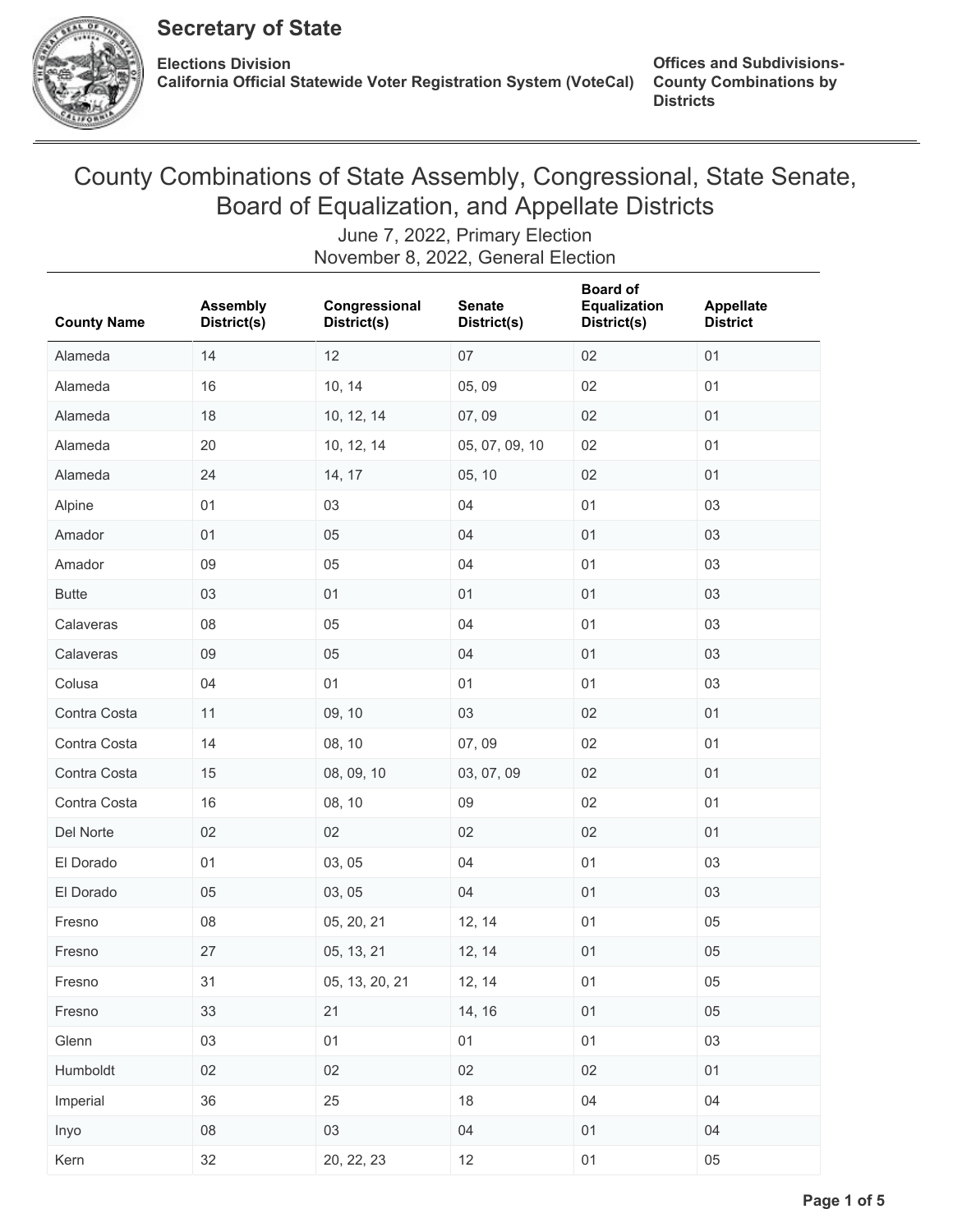**Secretary of State**

**Elections Division**
**California Official Statewide Voter Registration System (VoteCal)**

**Offices and Subdivisions-County Combinations by Districts**

# County Combinations of State Assembly, Congressional, State Senate, Board of Equalization, and Appellate Districts

June 7, 2022, Primary Election
November 8, 2022, General Election

| County Name | Assembly District(s) | Congressional District(s) | Senate District(s) | Board of Equalization District(s) | Appellate District |
|---|---|---|---|---|---|
| Alameda | 14 | 12 | 07 | 02 | 01 |
| Alameda | 16 | 10, 14 | 05, 09 | 02 | 01 |
| Alameda | 18 | 10, 12, 14 | 07, 09 | 02 | 01 |
| Alameda | 20 | 10, 12, 14 | 05, 07, 09, 10 | 02 | 01 |
| Alameda | 24 | 14, 17 | 05, 10 | 02 | 01 |
| Alpine | 01 | 03 | 04 | 01 | 03 |
| Amador | 01 | 05 | 04 | 01 | 03 |
| Amador | 09 | 05 | 04 | 01 | 03 |
| Butte | 03 | 01 | 01 | 01 | 03 |
| Calaveras | 08 | 05 | 04 | 01 | 03 |
| Calaveras | 09 | 05 | 04 | 01 | 03 |
| Colusa | 04 | 01 | 01 | 01 | 03 |
| Contra Costa | 11 | 09, 10 | 03 | 02 | 01 |
| Contra Costa | 14 | 08, 10 | 07, 09 | 02 | 01 |
| Contra Costa | 15 | 08, 09, 10 | 03, 07, 09 | 02 | 01 |
| Contra Costa | 16 | 08, 10 | 09 | 02 | 01 |
| Del Norte | 02 | 02 | 02 | 02 | 01 |
| El Dorado | 01 | 03, 05 | 04 | 01 | 03 |
| El Dorado | 05 | 03, 05 | 04 | 01 | 03 |
| Fresno | 08 | 05, 20, 21 | 12, 14 | 01 | 05 |
| Fresno | 27 | 05, 13, 21 | 12, 14 | 01 | 05 |
| Fresno | 31 | 05, 13, 20, 21 | 12, 14 | 01 | 05 |
| Fresno | 33 | 21 | 14, 16 | 01 | 05 |
| Glenn | 03 | 01 | 01 | 01 | 03 |
| Humboldt | 02 | 02 | 02 | 02 | 01 |
| Imperial | 36 | 25 | 18 | 04 | 04 |
| Inyo | 08 | 03 | 04 | 01 | 04 |
| Kern | 32 | 20, 22, 23 | 12 | 01 | 05 |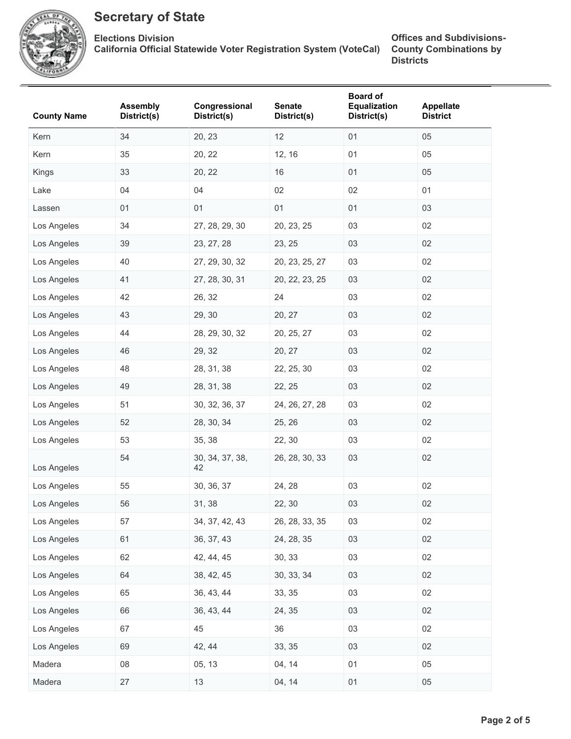# Secretary of State

**Elections Division**
**California Official Statewide Voter Registration System (VoteCal)**

**Offices and Subdivisions-County Combinations by Districts**

| County Name | Assembly District(s) | Congressional District(s) | Senate District(s) | Board of Equalization District(s) | Appellate District |
|---|---|---|---|---|---|
| Kern | 34 | 20, 23 | 12 | 01 | 05 |
| Kern | 35 | 20, 22 | 12, 16 | 01 | 05 |
| Kings | 33 | 20, 22 | 16 | 01 | 05 |
| Lake | 04 | 04 | 02 | 02 | 01 |
| Lassen | 01 | 01 | 01 | 01 | 03 |
| Los Angeles | 34 | 27, 28, 29, 30 | 20, 23, 25 | 03 | 02 |
| Los Angeles | 39 | 23, 27, 28 | 23, 25 | 03 | 02 |
| Los Angeles | 40 | 27, 29, 30, 32 | 20, 23, 25, 27 | 03 | 02 |
| Los Angeles | 41 | 27, 28, 30, 31 | 20, 22, 23, 25 | 03 | 02 |
| Los Angeles | 42 | 26, 32 | 24 | 03 | 02 |
| Los Angeles | 43 | 29, 30 | 20, 27 | 03 | 02 |
| Los Angeles | 44 | 28, 29, 30, 32 | 20, 25, 27 | 03 | 02 |
| Los Angeles | 46 | 29, 32 | 20, 27 | 03 | 02 |
| Los Angeles | 48 | 28, 31, 38 | 22, 25, 30 | 03 | 02 |
| Los Angeles | 49 | 28, 31, 38 | 22, 25 | 03 | 02 |
| Los Angeles | 51 | 30, 32, 36, 37 | 24, 26, 27, 28 | 03 | 02 |
| Los Angeles | 52 | 28, 30, 34 | 25, 26 | 03 | 02 |
| Los Angeles | 53 | 35, 38 | 22, 30 | 03 | 02 |
| Los Angeles | 54 | 30, 34, 37, 38, 42 | 26, 28, 30, 33 | 03 | 02 |
| Los Angeles | 55 | 30, 36, 37 | 24, 28 | 03 | 02 |
| Los Angeles | 56 | 31, 38 | 22, 30 | 03 | 02 |
| Los Angeles | 57 | 34, 37, 42, 43 | 26, 28, 33, 35 | 03 | 02 |
| Los Angeles | 61 | 36, 37, 43 | 24, 28, 35 | 03 | 02 |
| Los Angeles | 62 | 42, 44, 45 | 30, 33 | 03 | 02 |
| Los Angeles | 64 | 38, 42, 45 | 30, 33, 34 | 03 | 02 |
| Los Angeles | 65 | 36, 43, 44 | 33, 35 | 03 | 02 |
| Los Angeles | 66 | 36, 43, 44 | 24, 35 | 03 | 02 |
| Los Angeles | 67 | 45 | 36 | 03 | 02 |
| Los Angeles | 69 | 42, 44 | 33, 35 | 03 | 02 |
| Madera | 08 | 05, 13 | 04, 14 | 01 | 05 |
| Madera | 27 | 13 | 04, 14 | 01 | 05 |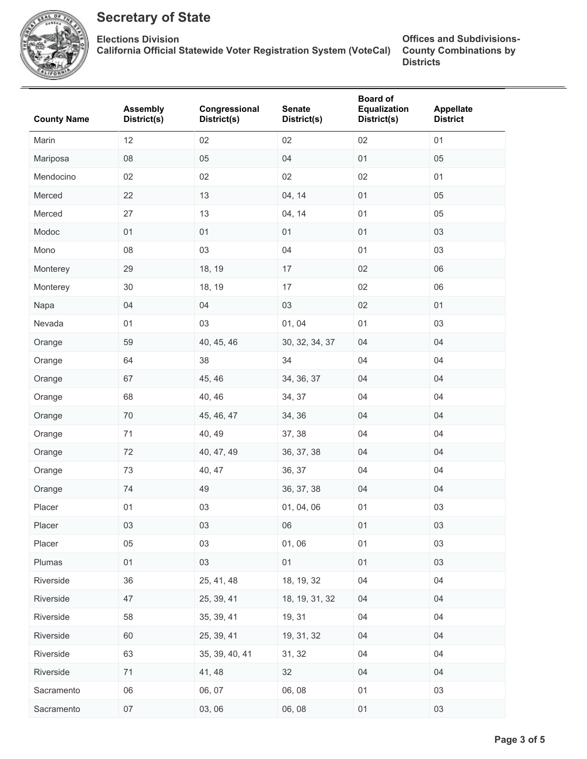# Secretary of State

**Elections Division**
**California Official Statewide Voter Registration System (VoteCal)**

**Offices and Subdivisions- County Combinations by Districts**

| County Name | Assembly District(s) | Congressional District(s) | Senate District(s) | Board of Equalization District(s) | Appellate District |
|---|---|---|---|---|---|
| Marin | 12 | 02 | 02 | 02 | 01 |
| Mariposa | 08 | 05 | 04 | 01 | 05 |
| Mendocino | 02 | 02 | 02 | 02 | 01 |
| Merced | 22 | 13 | 04, 14 | 01 | 05 |
| Merced | 27 | 13 | 04, 14 | 01 | 05 |
| Modoc | 01 | 01 | 01 | 01 | 03 |
| Mono | 08 | 03 | 04 | 01 | 03 |
| Monterey | 29 | 18, 19 | 17 | 02 | 06 |
| Monterey | 30 | 18, 19 | 17 | 02 | 06 |
| Napa | 04 | 04 | 03 | 02 | 01 |
| Nevada | 01 | 03 | 01, 04 | 01 | 03 |
| Orange | 59 | 40, 45, 46 | 30, 32, 34, 37 | 04 | 04 |
| Orange | 64 | 38 | 34 | 04 | 04 |
| Orange | 67 | 45, 46 | 34, 36, 37 | 04 | 04 |
| Orange | 68 | 40, 46 | 34, 37 | 04 | 04 |
| Orange | 70 | 45, 46, 47 | 34, 36 | 04 | 04 |
| Orange | 71 | 40, 49 | 37, 38 | 04 | 04 |
| Orange | 72 | 40, 47, 49 | 36, 37, 38 | 04 | 04 |
| Orange | 73 | 40, 47 | 36, 37 | 04 | 04 |
| Orange | 74 | 49 | 36, 37, 38 | 04 | 04 |
| Placer | 01 | 03 | 01, 04, 06 | 01 | 03 |
| Placer | 03 | 03 | 06 | 01 | 03 |
| Placer | 05 | 03 | 01, 06 | 01 | 03 |
| Plumas | 01 | 03 | 01 | 01 | 03 |
| Riverside | 36 | 25, 41, 48 | 18, 19, 32 | 04 | 04 |
| Riverside | 47 | 25, 39, 41 | 18, 19, 31, 32 | 04 | 04 |
| Riverside | 58 | 35, 39, 41 | 19, 31 | 04 | 04 |
| Riverside | 60 | 25, 39, 41 | 19, 31, 32 | 04 | 04 |
| Riverside | 63 | 35, 39, 40, 41 | 31, 32 | 04 | 04 |
| Riverside | 71 | 41, 48 | 32 | 04 | 04 |
| Sacramento | 06 | 06, 07 | 06, 08 | 01 | 03 |
| Sacramento | 07 | 03, 06 | 06, 08 | 01 | 03 |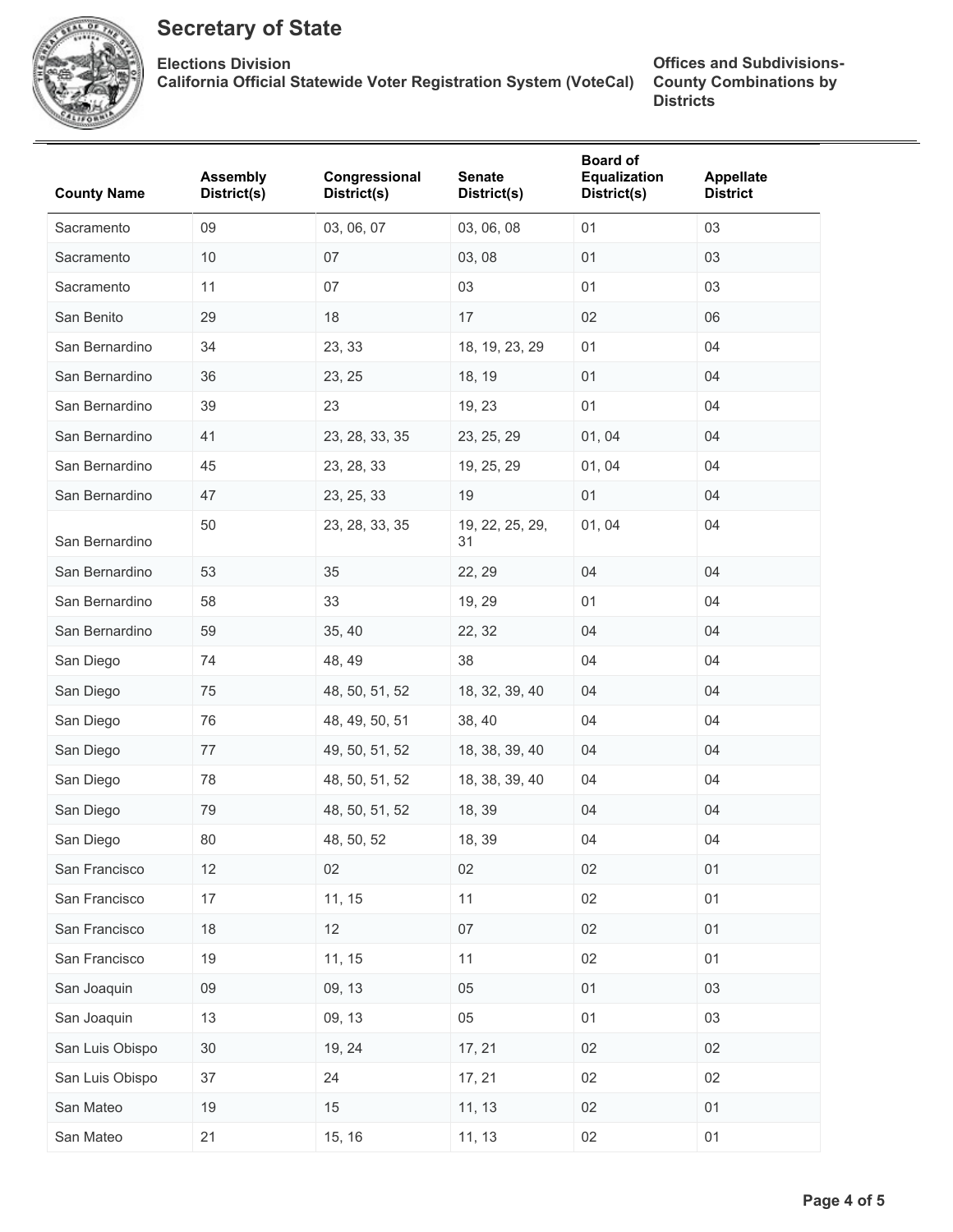# Secretary of State

**Elections Division**
**California Official Statewide Voter Registration System (VoteCal)**

**Offices and Subdivisions-County Combinations by Districts**

| County Name | Assembly District(s) | Congressional District(s) | Senate District(s) | Board of Equalization District(s) | Appellate District |
|---|---|---|---|---|---|
| Sacramento | 09 | 03, 06, 07 | 03, 06, 08 | 01 | 03 |
| Sacramento | 10 | 07 | 03, 08 | 01 | 03 |
| Sacramento | 11 | 07 | 03 | 01 | 03 |
| San Benito | 29 | 18 | 17 | 02 | 06 |
| San Bernardino | 34 | 23, 33 | 18, 19, 23, 29 | 01 | 04 |
| San Bernardino | 36 | 23, 25 | 18, 19 | 01 | 04 |
| San Bernardino | 39 | 23 | 19, 23 | 01 | 04 |
| San Bernardino | 41 | 23, 28, 33, 35 | 23, 25, 29 | 01, 04 | 04 |
| San Bernardino | 45 | 23, 28, 33 | 19, 25, 29 | 01, 04 | 04 |
| San Bernardino | 47 | 23, 25, 33 | 19 | 01 | 04 |
| San Bernardino | 50 | 23, 28, 33, 35 | 19, 22, 25, 29, 31 | 01, 04 | 04 |
| San Bernardino | 53 | 35 | 22, 29 | 04 | 04 |
| San Bernardino | 58 | 33 | 19, 29 | 01 | 04 |
| San Bernardino | 59 | 35, 40 | 22, 32 | 04 | 04 |
| San Diego | 74 | 48, 49 | 38 | 04 | 04 |
| San Diego | 75 | 48, 50, 51, 52 | 18, 32, 39, 40 | 04 | 04 |
| San Diego | 76 | 48, 49, 50, 51 | 38, 40 | 04 | 04 |
| San Diego | 77 | 49, 50, 51, 52 | 18, 38, 39, 40 | 04 | 04 |
| San Diego | 78 | 48, 50, 51, 52 | 18, 38, 39, 40 | 04 | 04 |
| San Diego | 79 | 48, 50, 51, 52 | 18, 39 | 04 | 04 |
| San Diego | 80 | 48, 50, 52 | 18, 39 | 04 | 04 |
| San Francisco | 12 | 02 | 02 | 02 | 01 |
| San Francisco | 17 | 11, 15 | 11 | 02 | 01 |
| San Francisco | 18 | 12 | 07 | 02 | 01 |
| San Francisco | 19 | 11, 15 | 11 | 02 | 01 |
| San Joaquin | 09 | 09, 13 | 05 | 01 | 03 |
| San Joaquin | 13 | 09, 13 | 05 | 01 | 03 |
| San Luis Obispo | 30 | 19, 24 | 17, 21 | 02 | 02 |
| San Luis Obispo | 37 | 24 | 17, 21 | 02 | 02 |
| San Mateo | 19 | 15 | 11, 13 | 02 | 01 |
| San Mateo | 21 | 15, 16 | 11, 13 | 02 | 01 |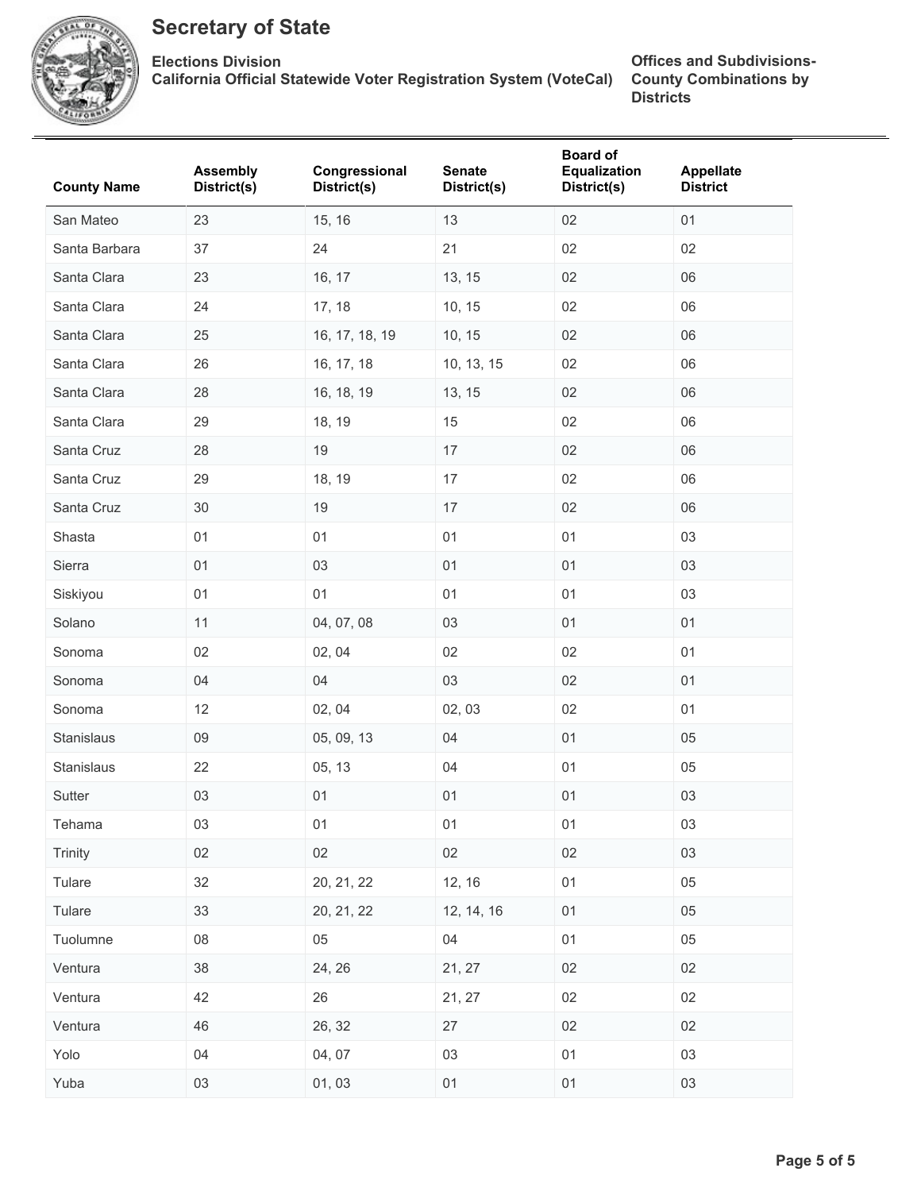# Secretary of State

**Elections Division**
**California Official Statewide Voter Registration System (VoteCal)**

**Offices and Subdivisions- County Combinations by Districts**

| County Name | Assembly District(s) | Congressional District(s) | Senate District(s) | Board of Equalization District(s) | Appellate District |
|---|---|---|---|---|---|
| San Mateo | 23 | 15, 16 | 13 | 02 | 01 |
| Santa Barbara | 37 | 24 | 21 | 02 | 02 |
| Santa Clara | 23 | 16, 17 | 13, 15 | 02 | 06 |
| Santa Clara | 24 | 17, 18 | 10, 15 | 02 | 06 |
| Santa Clara | 25 | 16, 17, 18, 19 | 10, 15 | 02 | 06 |
| Santa Clara | 26 | 16, 17, 18 | 10, 13, 15 | 02 | 06 |
| Santa Clara | 28 | 16, 18, 19 | 13, 15 | 02 | 06 |
| Santa Clara | 29 | 18, 19 | 15 | 02 | 06 |
| Santa Cruz | 28 | 19 | 17 | 02 | 06 |
| Santa Cruz | 29 | 18, 19 | 17 | 02 | 06 |
| Santa Cruz | 30 | 19 | 17 | 02 | 06 |
| Shasta | 01 | 01 | 01 | 01 | 03 |
| Sierra | 01 | 03 | 01 | 01 | 03 |
| Siskiyou | 01 | 01 | 01 | 01 | 03 |
| Solano | 11 | 04, 07, 08 | 03 | 01 | 01 |
| Sonoma | 02 | 02, 04 | 02 | 02 | 01 |
| Sonoma | 04 | 04 | 03 | 02 | 01 |
| Sonoma | 12 | 02, 04 | 02, 03 | 02 | 01 |
| Stanislaus | 09 | 05, 09, 13 | 04 | 01 | 05 |
| Stanislaus | 22 | 05, 13 | 04 | 01 | 05 |
| Sutter | 03 | 01 | 01 | 01 | 03 |
| Tehama | 03 | 01 | 01 | 01 | 03 |
| Trinity | 02 | 02 | 02 | 02 | 03 |
| Tulare | 32 | 20, 21, 22 | 12, 16 | 01 | 05 |
| Tulare | 33 | 20, 21, 22 | 12, 14, 16 | 01 | 05 |
| Tuolumne | 08 | 05 | 04 | 01 | 05 |
| Ventura | 38 | 24, 26 | 21, 27 | 02 | 02 |
| Ventura | 42 | 26 | 21, 27 | 02 | 02 |
| Ventura | 46 | 26, 32 | 27 | 02 | 02 |
| Yolo | 04 | 04, 07 | 03 | 01 | 03 |
| Yuba | 03 | 01, 03 | 01 | 01 | 03 |